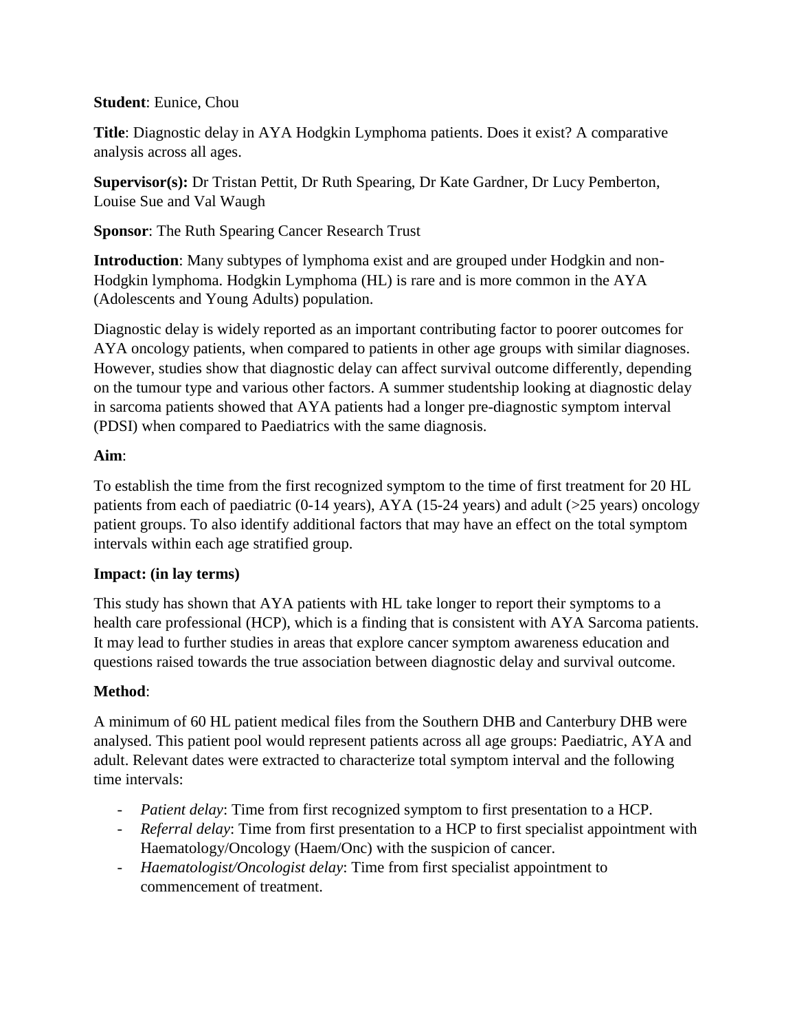**Student**: Eunice, Chou

**Title**: Diagnostic delay in AYA Hodgkin Lymphoma patients. Does it exist? A comparative analysis across all ages.

**Supervisor(s):** Dr Tristan Pettit, Dr Ruth Spearing, Dr Kate Gardner, Dr Lucy Pemberton, Louise Sue and Val Waugh

**Sponsor**: The Ruth Spearing Cancer Research Trust

**Introduction**: Many subtypes of lymphoma exist and are grouped under Hodgkin and non-Hodgkin lymphoma. Hodgkin Lymphoma (HL) is rare and is more common in the AYA (Adolescents and Young Adults) population.

Diagnostic delay is widely reported as an important contributing factor to poorer outcomes for AYA oncology patients, when compared to patients in other age groups with similar diagnoses. However, studies show that diagnostic delay can affect survival outcome differently, depending on the tumour type and various other factors. A summer studentship looking at diagnostic delay in sarcoma patients showed that AYA patients had a longer pre-diagnostic symptom interval (PDSI) when compared to Paediatrics with the same diagnosis.

**Aim**:

To establish the time from the first recognized symptom to the time of first treatment for 20 HL patients from each of paediatric (0-14 years), AYA (15-24 years) and adult (>25 years) oncology patient groups. To also identify additional factors that may have an effect on the total symptom intervals within each age stratified group.

**Impact: (in lay terms)**

This study has shown that AYA patients with HL take longer to report their symptoms to a health care professional (HCP), which is a finding that is consistent with AYA Sarcoma patients. It may lead to further studies in areas that explore cancer symptom awareness education and questions raised towards the true association between diagnostic delay and survival outcome.

**Method**:

A minimum of 60 HL patient medical files from the Southern DHB and Canterbury DHB were analysed. This patient pool would represent patients across all age groups: Paediatric, AYA and adult. Relevant dates were extracted to characterize total symptom interval and the following time intervals:

- *Patient delay*: Time from first recognized symptom to first presentation to a HCP.
- *Referral delay*: Time from first presentation to a HCP to first specialist appointment with Haematology/Oncology (Haem/Onc) with the suspicion of cancer.
- *Haematologist/Oncologist delay*: Time from first specialist appointment to commencement of treatment.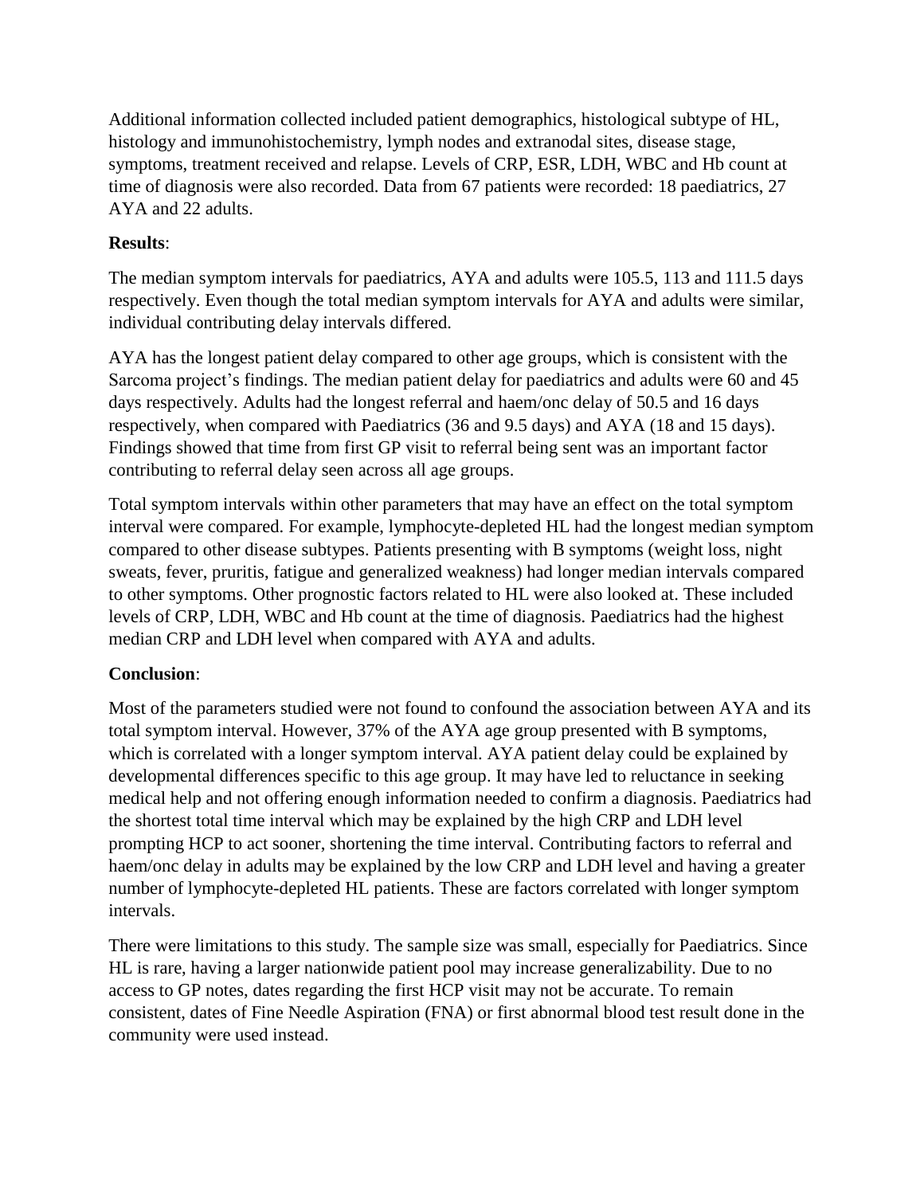Additional information collected included patient demographics, histological subtype of HL, histology and immunohistochemistry, lymph nodes and extranodal sites, disease stage, symptoms, treatment received and relapse. Levels of CRP, ESR, LDH, WBC and Hb count at time of diagnosis were also recorded. Data from 67 patients were recorded: 18 paediatrics, 27 AYA and 22 adults.

**Results**:

The median symptom intervals for paediatrics, AYA and adults were 105.5, 113 and 111.5 days respectively. Even though the total median symptom intervals for AYA and adults were similar, individual contributing delay intervals differed.

AYA has the longest patient delay compared to other age groups, which is consistent with the Sarcoma project's findings. The median patient delay for paediatrics and adults were 60 and 45 days respectively. Adults had the longest referral and haem/onc delay of 50.5 and 16 days respectively, when compared with Paediatrics (36 and 9.5 days) and AYA (18 and 15 days). Findings showed that time from first GP visit to referral being sent was an important factor contributing to referral delay seen across all age groups.

Total symptom intervals within other parameters that may have an effect on the total symptom interval were compared. For example, lymphocyte-depleted HL had the longest median symptom compared to other disease subtypes. Patients presenting with B symptoms (weight loss, night sweats, fever, pruritis, fatigue and generalized weakness) had longer median intervals compared to other symptoms. Other prognostic factors related to HL were also looked at. These included levels of CRP, LDH, WBC and Hb count at the time of diagnosis. Paediatrics had the highest median CRP and LDH level when compared with AYA and adults.

**Conclusion**:

Most of the parameters studied were not found to confound the association between AYA and its total symptom interval. However, 37% of the AYA age group presented with B symptoms, which is correlated with a longer symptom interval. AYA patient delay could be explained by developmental differences specific to this age group. It may have led to reluctance in seeking medical help and not offering enough information needed to confirm a diagnosis. Paediatrics had the shortest total time interval which may be explained by the high CRP and LDH level prompting HCP to act sooner, shortening the time interval. Contributing factors to referral and haem/onc delay in adults may be explained by the low CRP and LDH level and having a greater number of lymphocyte-depleted HL patients. These are factors correlated with longer symptom intervals.

There were limitations to this study. The sample size was small, especially for Paediatrics. Since HL is rare, having a larger nationwide patient pool may increase generalizability. Due to no access to GP notes, dates regarding the first HCP visit may not be accurate. To remain consistent, dates of Fine Needle Aspiration (FNA) or first abnormal blood test result done in the community were used instead.